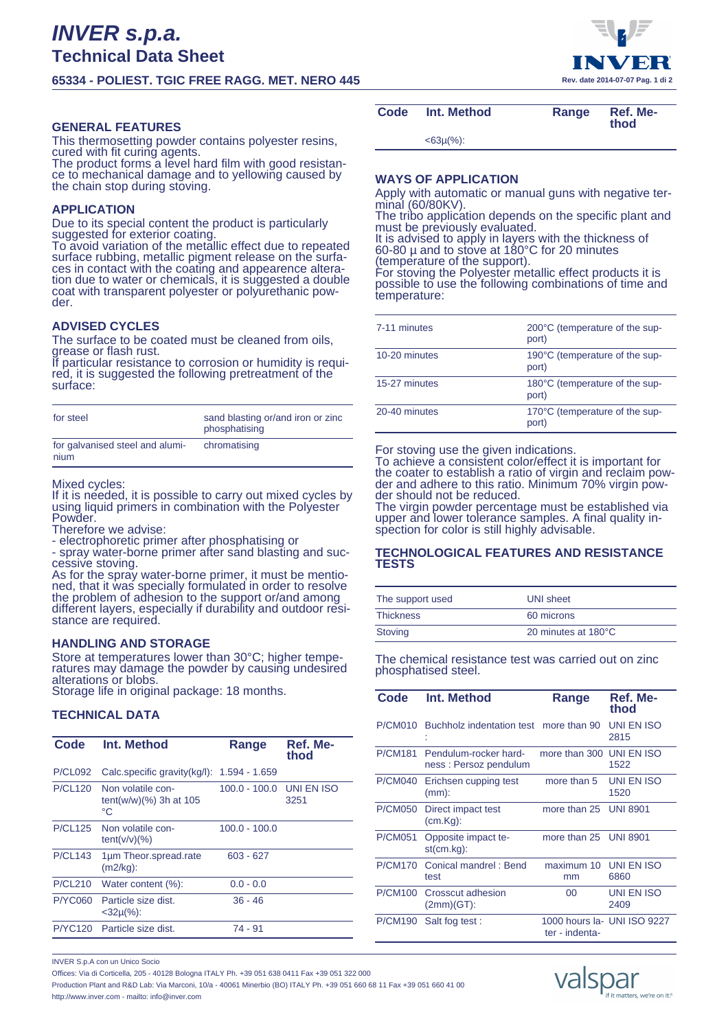# INVER s.p.a.

## Technical Data Sheet

### 65334 - POLIEST. TGIC FREE RAGG. MET. NERO 445

### GENERAL FEATURES

This thermosetting powder contains polyester resins, cured with fit curing agents.
The product forms a level hard film with good resistance to mechanical damage and to yellowing caused by the chain stop during stoving.

### APPLICATION

Due to its special content the product is particularly suggested for exterior coating.
To avoid variation of the metallic effect due to repeated surface rubbing, metallic pigment release on the surfaces in contact with the coating and appearence alteration due to water or chemicals, it is suggested a double coat with transparent polyester or polyurethanic powder.

### ADVISED CYCLES

The surface to be coated must be cleaned from oils, grease or flash rust.
If particular resistance to corrosion or humidity is required, it is suggested the following pretreatment of the surface:

| | |
|---|---|
| for steel | sand blasting or/and iron or zinc phosphatising |
| for galvanised steel and aluminium | chromatising |

Mixed cycles:
If it is needed, it is possible to carry out mixed cycles by using liquid primers in combination with the Polyester Powder.
Therefore we advise:
- electrophoretic primer after phosphatising or
- spray water-borne primer after sand blasting and successive stoving.

As for the spray water-borne primer, it must be mentioned, that it was specially formulated in order to resolve the problem of adhesion to the support or/and among different layers, especially if durability and outdoor resistance are required.

### HANDLING AND STORAGE

Store at temperatures lower than 30°C; higher temperatures may damage the powder by causing undesired alterations or blobs.
Storage life in original package: 18 months.

### TECHNICAL DATA

| Code | Int. Method | Range | Ref. Method |
|---|---|---|---|
| P/CL092 | Calc.specific gravity(kg/l): | 1.594 - 1.659 | |
| P/CL120 | Non volatile content(w/w)(%) 3h at 105 °C | 100.0 - 100.0 | UNI EN ISO 3251 |
| P/CL125 | Non volatile content(v/v)(%) | 100.0 - 100.0 | |
| P/CL143 | 1µm Theor.spread.rate (m2/kg): | 603 - 627 | |
| P/CL210 | Water content (%): | 0.0 - 0.0 | |
| P/YC060 | Particle size dist. <32µ(%): | 36 - 46 | |
| P/YC120 | Particle size dist. <63µ(%): | 74 - 91 | |

### WAYS OF APPLICATION

Apply with automatic or manual guns with negative terminal (60/80KV).
The tribo application depends on the specific plant and must be previously evaluated.
It is advised to apply in layers with the thickness of 60-80 µ and to stove at 180°C for 20 minutes (temperature of the support).
For stoving the Polyester metallic effect products it is possible to use the following combinations of time and temperature:

| | |
|---|---|
| 7-11 minutes | 200°C (temperature of the support) |
| 10-20 minutes | 190°C (temperature of the support) |
| 15-27 minutes | 180°C (temperature of the support) |
| 20-40 minutes | 170°C (temperature of the support) |

For stoving use the given indications.
To achieve a consistent color/effect it is important for the coater to establish a ratio of virgin and reclaim powder and adhere to this ratio. Minimum 70% virgin powder should not be reduced.
The virgin powder percentage must be established via upper and lower tolerance samples. A final quality inspection for color is still highly advisable.

### TECHNOLOGICAL FEATURES AND RESISTANCE TESTS

| | |
|---|---|
| The support used | UNI sheet |
| Thickness | 60 microns |
| Stoving | 20 minutes at 180°C |

The chemical resistance test was carried out on zinc phosphatised steel.

| Code | Int. Method | Range | Ref. Method |
|---|---|---|---|
| P/CM010 | Buchholz indentation test : | more than 90 | UNI EN ISO 2815 |
| P/CM181 | Pendulum-rocker hardness : Persoz pendulum | more than 300 | UNI EN ISO 1522 |
| P/CM040 | Erichsen cupping test (mm): | more than 5 | UNI EN ISO 1520 |
| P/CM050 | Direct impact test (cm.Kg): | more than 25 | UNI 8901 |
| P/CM051 | Opposite impact test(cm.kg): | more than 25 | UNI 8901 |
| P/CM170 | Conical mandrel : Bend test | maximum 10 mm | UNI EN ISO 6860 |
| P/CM100 | Crosscut adhesion (2mm)(GT): | 00 | UNI EN ISO 2409 |
| P/CM190 | Salt fog test : | 1000 hours later - indenta- | UNI ISO 9227 |

INVER S.p.A con un Unico Socio
Offices: Via di Corticella, 205 - 40128 Bologna ITALY Ph. +39 051 638 0411 Fax +39 051 322 000
Production Plant and R&D Lab: Via Marconi, 10/a - 40061 Minerbio (BO) ITALY Ph. +39 051 660 68 11 Fax +39 051 660 41 00
http://www.inver.com - mailto: info@inver.com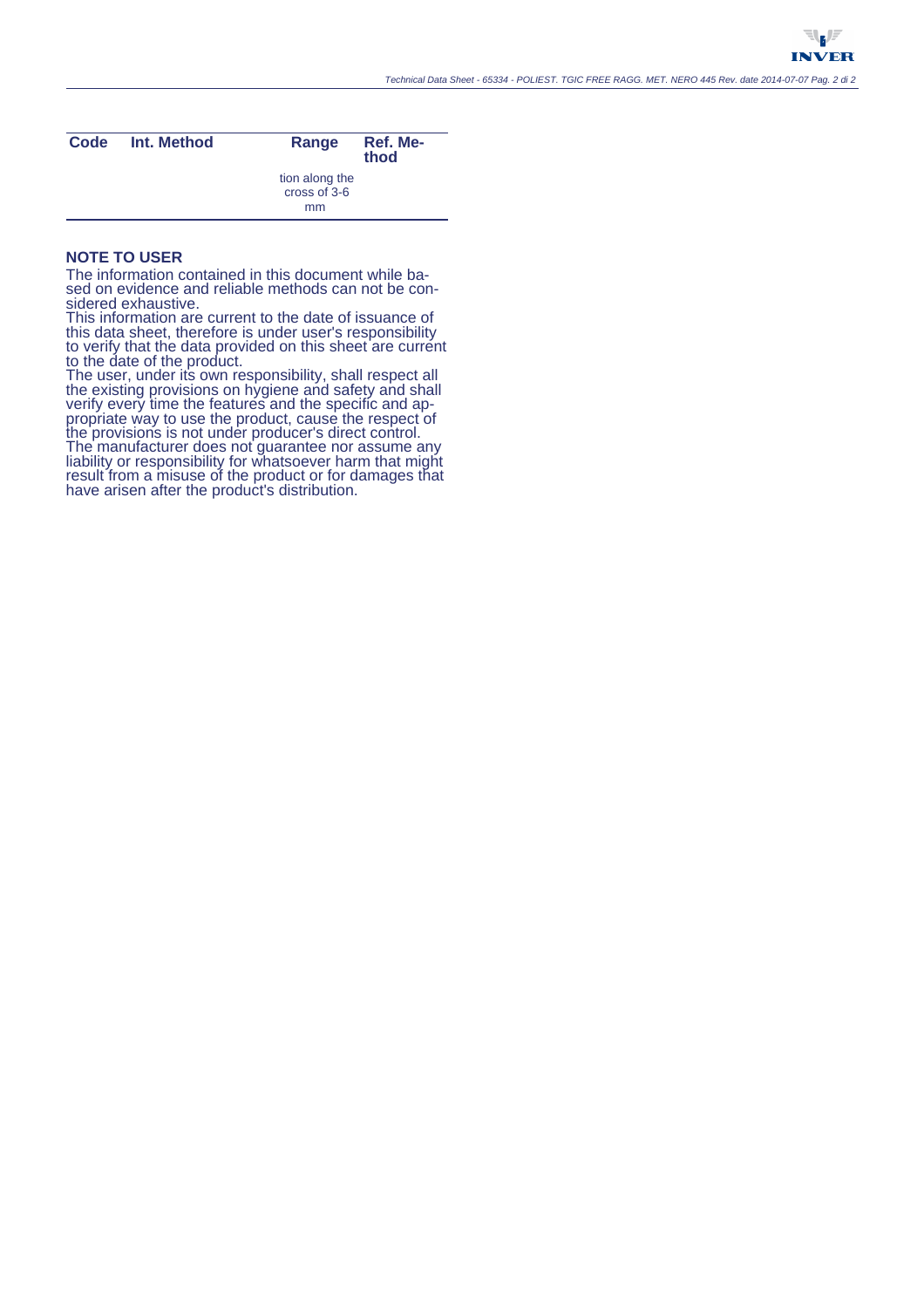| Code | Int. Method | Range | Ref. Method |
|---|---|---|---|
| | | tion along the cross of 3-6 mm | |

**NOTE TO USER**

The information contained in this document while based on evidence and reliable methods can not be considered exhaustive.
This information are current to the date of issuance of this data sheet, therefore is under user's responsibility to verify that the data provided on this sheet are current to the date of the product.
The user, under its own responsibility, shall respect all the existing provisions on hygiene and safety and shall verify every time the features and the specific and appropriate way to use the product, cause the respect of the provisions is not under producer's direct control.
The manufacturer does not guarantee nor assume any liability or responsibility for whatsoever harm that might result from a misuse of the product or for damages that have arisen after the product's distribution.